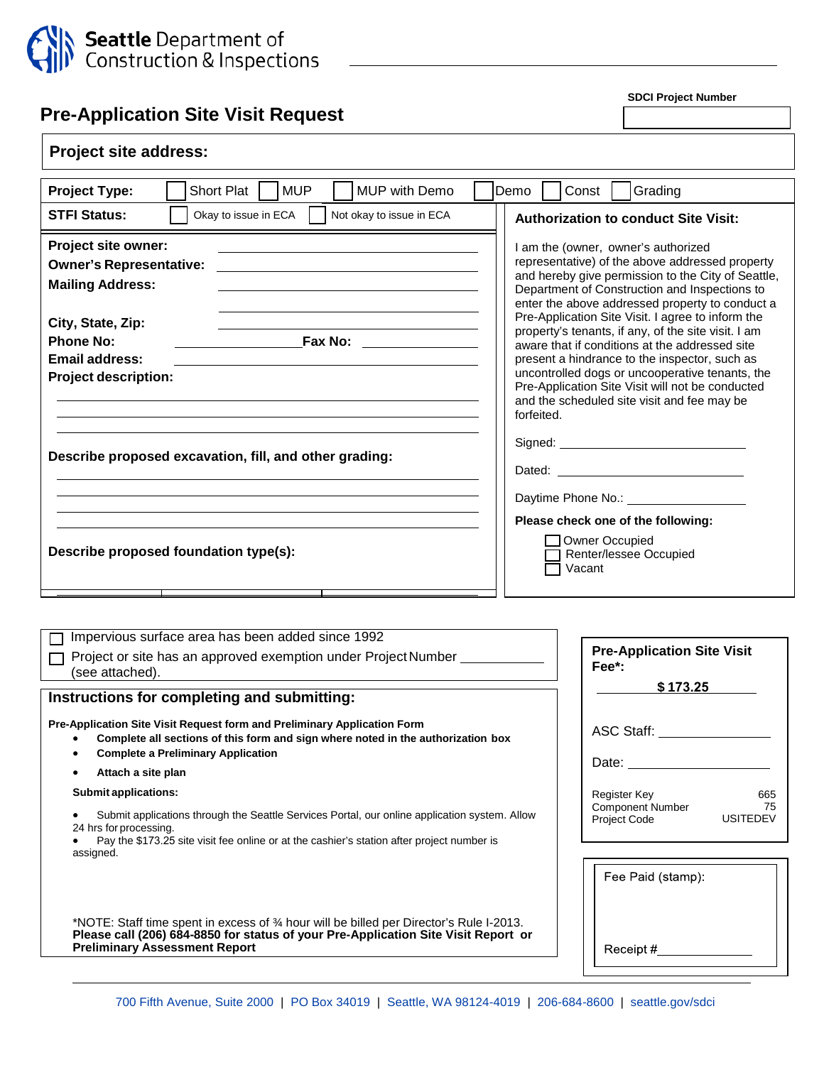**Seattle Department of Construction & Inspections**

# Pre-Application Site Visit Request

**SDCI Project Number**

**Project site address:**

**Project Type:** ☐ Short Plat ☐ MUP ☐ MUP with Demo ☐ Demo ☐ Const ☐ Grading

**STFI Status:** ☐ Okay to issue in ECA ☐ Not okay to issue in ECA

**Project site owner:** ______________________

**Owner's Representative:** ______________________

**Mailing Address:** ______________________

______________________

**City, State, Zip:** ______________________

**Phone No:** ______________ **Fax No:** ______________

**Email address:** ______________________

**Project description:**

______________________

______________________

______________________

**Describe proposed excavation, fill, and other grading:**

______________________

______________________

______________________

______________________

**Describe proposed foundation type(s):**

______________________

**Authorization to conduct Site Visit:**

I am the (owner, owner's authorized representative) of the above addressed property and hereby give permission to the City of Seattle, Department of Construction and Inspections to enter the above addressed property to conduct a Pre-Application Site Visit. I agree to inform the property's tenants, if any, of the site visit. I am aware that if conditions at the addressed site present a hindrance to the inspector, such as uncontrolled dogs or uncooperative tenants, the Pre-Application Site Visit will not be conducted and the scheduled site visit and fee may be forfeited.

Signed: ______________________

Dated: ______________________

Daytime Phone No.: ______________________

**Please check one of the following:**

☐ Owner Occupied
☐ Renter/lessee Occupied
☐ Vacant

☐ Impervious surface area has been added since 1992

☐ Project or site has an approved exemption under Project Number ____________ (see attached).

## Instructions for completing and submitting:

**Pre-Application Site Visit Request form and Preliminary Application Form**

- **Complete all sections of this form and sign where noted in the authorization box**
- **Complete a Preliminary Application**
- **Attach a site plan**

**Submit applications:**

- Submit applications through the Seattle Services Portal, our online application system. Allow 24 hrs for processing.
- Pay the $173.25 site visit fee online or at the cashier's station after project number is assigned.

*NOTE: Staff time spent in excess of ¾ hour will be billed per Director's Rule I-2013.
**Please call (206) 684-8850 for status of your Pre-Application Site Visit Report or Preliminary Assessment Report**

**Pre-Application Site Visit Fee*:**

**$ 173.25**

ASC Staff: ______________________

Date: ______________________

| | |
|---|---|
| Register Key | 665 |
| Component Number | 75 |
| Project Code | USITEDEV |

Fee Paid (stamp):

Receipt #______________________

700 Fifth Avenue, Suite 2000 | PO Box 34019 | Seattle, WA 98124-4019 | 206-684-8600 | seattle.gov/sdci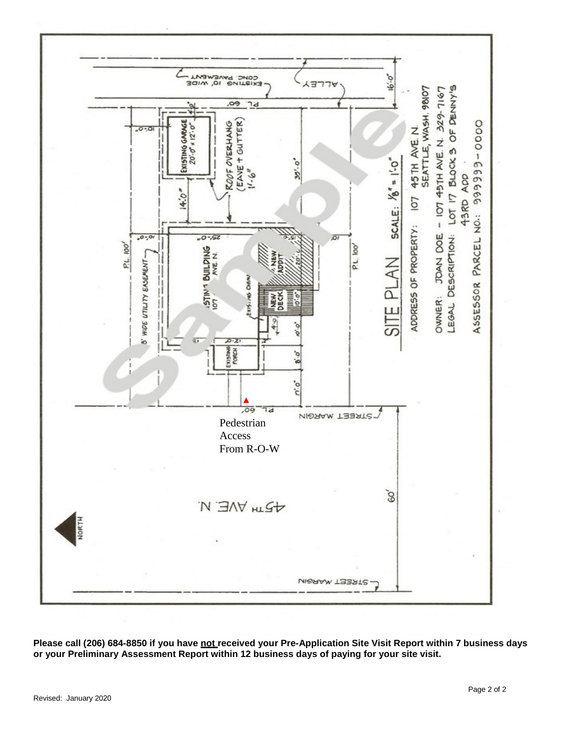SITE PLAN SCALE: 1/8" = 1'-0"

ADDRESS OF PROPERTY: 107 45TH AVE. N. SEATTLE, WASH. 98107

OWNER: JOAN DOE - 107 45TH AVE. N. 329-7167

LEGAL DESCRIPTION: LOT 17 BLOCK 3 OF DENNY'S 43RD ADD

ASSESSOR PARCEL NO.: 999999-0000

ALLEY

EXISTING 10' WIDE CONC. PAVEMENT

16'-0"

PL 60'

EXISTING GARAGE 20'-0" x 12'-0"

ROOF OVERHANG (EAVE + GUTTER) 1'-6"

14'-0"

35'-0"

10'-0"

4'-0"

P.L. 100'

8' WIDE UTILITY EASEMENT

EXISTING BUILDING 107 AVE. N.

EXISTING CHIMNEY

NEW ADDITION

NEW DECK

25'-0"

15'-0"

20'-0"

10'-0"

4'-0"

12'-0"

EXISTING PORCH

8'-0"

11'-0"

PL 60'

STREET MARGIN

Pedestrian Access From R-O-W

45TH AVE. N.

60'

NORTH

STREET MARGIN

**Please call (206) 684-8850 if you have not received your Pre-Application Site Visit Report within 7 business days or your Preliminary Assessment Report within 12 business days of paying for your site visit.**

Revised: January 2020